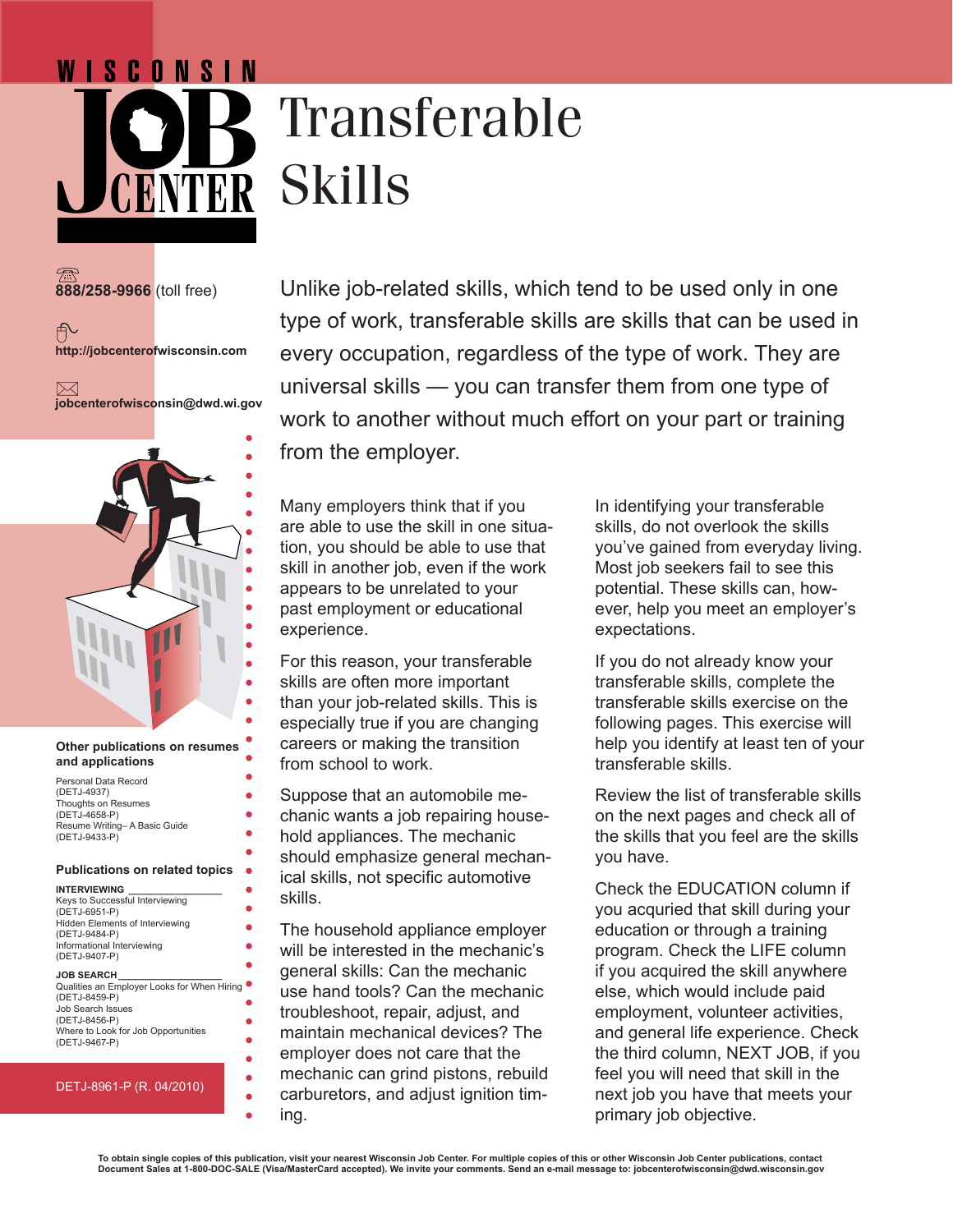# Wisconsin Job Center

# Transferable Skills

888/258-9966 (toll free)

http://jobcenterofwisconsin.com

jobcenterofwisconsin@dwd.wi.gov

Unlike job-related skills, which tend to be used only in one type of work, transferable skills are skills that can be used in every occupation, regardless of the type of work. They are universal skills — you can transfer them from one type of work to another without much effort on your part or training from the employer.

Many employers think that if you are able to use the skill in one situation, you should be able to use that skill in another job, even if the work appears to be unrelated to your past employment or educational experience.

For this reason, your transferable skills are often more important than your job-related skills. This is especially true if you are changing careers or making the transition from school to work.

Suppose that an automobile mechanic wants a job repairing household appliances. The mechanic should emphasize general mechanical skills, not specific automotive skills.

The household appliance employer will be interested in the mechanic's general skills: Can the mechanic use hand tools? Can the mechanic troubleshoot, repair, adjust, and maintain mechanical devices? The employer does not care that the mechanic can grind pistons, rebuild carburetors, and adjust ignition timing.

In identifying your transferable skills, do not overlook the skills you've gained from everyday living. Most job seekers fail to see this potential. These skills can, however, help you meet an employer's expectations.

If you do not already know your transferable skills, complete the transferable skills exercise on the following pages. This exercise will help you identify at least ten of your transferable skills.

Review the list of transferable skills on the next pages and check all of the skills that you feel are the skills you have.

Check the EDUCATION column if you acquried that skill during your education or through a training program. Check the LIFE column if you acquired the skill anywhere else, which would include paid employment, volunteer activities, and general life experience. Check the third column, NEXT JOB, if you feel you will need that skill in the next job you have that meets your primary job objective.

**Other publications on resumes and applications**

Personal Data Record (DETJ-4937)
Thoughts on Resumes (DETJ-4658-P)
Resume Writing– A Basic Guide (DETJ-9433-P)

**Publications on related topics**

**INTERVIEWING**
Keys to Successful Interviewing (DETJ-6951-P)
Hidden Elements of Interviewing (DETJ-9484-P)
Informational Interviewing (DETJ-9407-P)

**JOB SEARCH**
Qualities an Employer Looks for When Hiring (DETJ-8459-P)
Job Search Issues (DETJ-8456-P)
Where to Look for Job Opportunities (DETJ-9467-P)

DETJ-8961-P (R. 04/2010)

**To obtain single copies of this publication, visit your nearest Wisconsin Job Center. For multiple copies of this or other Wisconsin Job Center publications, contact Document Sales at 1-800-DOC-SALE (Visa/MasterCard accepted). We invite your comments. Send an e-mail message to: jobcenterofwisconsin@dwd.wisconsin.gov**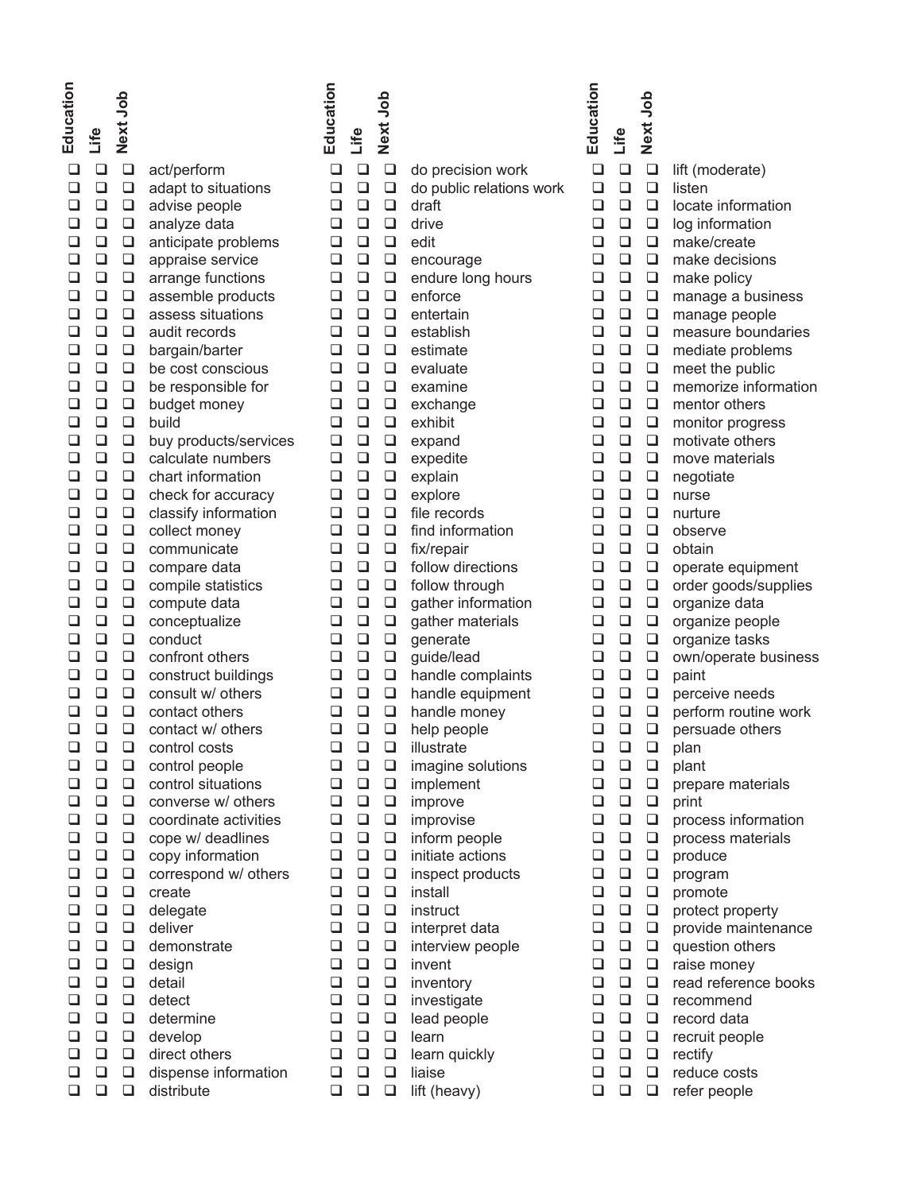| Education | Life | Next Job | |
|---|---|---|---|
| ❑ | ❑ | ❑ | act/perform |
| ❑ | ❑ | ❑ | adapt to situations |
| ❑ | ❑ | ❑ | advise people |
| ❑ | ❑ | ❑ | analyze data |
| ❑ | ❑ | ❑ | anticipate problems |
| ❑ | ❑ | ❑ | appraise service |
| ❑ | ❑ | ❑ | arrange functions |
| ❑ | ❑ | ❑ | assemble products |
| ❑ | ❑ | ❑ | assess situations |
| ❑ | ❑ | ❑ | audit records |
| ❑ | ❑ | ❑ | bargain/barter |
| ❑ | ❑ | ❑ | be cost conscious |
| ❑ | ❑ | ❑ | be responsible for |
| ❑ | ❑ | ❑ | budget money |
| ❑ | ❑ | ❑ | build |
| ❑ | ❑ | ❑ | buy products/services |
| ❑ | ❑ | ❑ | calculate numbers |
| ❑ | ❑ | ❑ | chart information |
| ❑ | ❑ | ❑ | check for accuracy |
| ❑ | ❑ | ❑ | classify information |
| ❑ | ❑ | ❑ | collect money |
| ❑ | ❑ | ❑ | communicate |
| ❑ | ❑ | ❑ | compare data |
| ❑ | ❑ | ❑ | compile statistics |
| ❑ | ❑ | ❑ | compute data |
| ❑ | ❑ | ❑ | conceptualize |
| ❑ | ❑ | ❑ | conduct |
| ❑ | ❑ | ❑ | confront others |
| ❑ | ❑ | ❑ | construct buildings |
| ❑ | ❑ | ❑ | consult w/ others |
| ❑ | ❑ | ❑ | contact others |
| ❑ | ❑ | ❑ | contact w/ others |
| ❑ | ❑ | ❑ | control costs |
| ❑ | ❑ | ❑ | control people |
| ❑ | ❑ | ❑ | control situations |
| ❑ | ❑ | ❑ | converse w/ others |
| ❑ | ❑ | ❑ | coordinate activities |
| ❑ | ❑ | ❑ | cope w/ deadlines |
| ❑ | ❑ | ❑ | copy information |
| ❑ | ❑ | ❑ | correspond w/ others |
| ❑ | ❑ | ❑ | create |
| ❑ | ❑ | ❑ | delegate |
| ❑ | ❑ | ❑ | deliver |
| ❑ | ❑ | ❑ | demonstrate |
| ❑ | ❑ | ❑ | design |
| ❑ | ❑ | ❑ | detail |
| ❑ | ❑ | ❑ | detect |
| ❑ | ❑ | ❑ | determine |
| ❑ | ❑ | ❑ | develop |
| ❑ | ❑ | ❑ | direct others |
| ❑ | ❑ | ❑ | dispense information |
| ❑ | ❑ | ❑ | distribute |
| ❑ | ❑ | ❑ | do precision work |
| ❑ | ❑ | ❑ | do public relations work |
| ❑ | ❑ | ❑ | draft |
| ❑ | ❑ | ❑ | drive |
| ❑ | ❑ | ❑ | edit |
| ❑ | ❑ | ❑ | encourage |
| ❑ | ❑ | ❑ | endure long hours |
| ❑ | ❑ | ❑ | enforce |
| ❑ | ❑ | ❑ | entertain |
| ❑ | ❑ | ❑ | establish |
| ❑ | ❑ | ❑ | estimate |
| ❑ | ❑ | ❑ | evaluate |
| ❑ | ❑ | ❑ | examine |
| ❑ | ❑ | ❑ | exchange |
| ❑ | ❑ | ❑ | exhibit |
| ❑ | ❑ | ❑ | expand |
| ❑ | ❑ | ❑ | expedite |
| ❑ | ❑ | ❑ | explain |
| ❑ | ❑ | ❑ | explore |
| ❑ | ❑ | ❑ | file records |
| ❑ | ❑ | ❑ | find information |
| ❑ | ❑ | ❑ | fix/repair |
| ❑ | ❑ | ❑ | follow directions |
| ❑ | ❑ | ❑ | follow through |
| ❑ | ❑ | ❑ | gather information |
| ❑ | ❑ | ❑ | gather materials |
| ❑ | ❑ | ❑ | generate |
| ❑ | ❑ | ❑ | guide/lead |
| ❑ | ❑ | ❑ | handle complaints |
| ❑ | ❑ | ❑ | handle equipment |
| ❑ | ❑ | ❑ | handle money |
| ❑ | ❑ | ❑ | help people |
| ❑ | ❑ | ❑ | illustrate |
| ❑ | ❑ | ❑ | imagine solutions |
| ❑ | ❑ | ❑ | implement |
| ❑ | ❑ | ❑ | improve |
| ❑ | ❑ | ❑ | improvise |
| ❑ | ❑ | ❑ | inform people |
| ❑ | ❑ | ❑ | initiate actions |
| ❑ | ❑ | ❑ | inspect products |
| ❑ | ❑ | ❑ | install |
| ❑ | ❑ | ❑ | instruct |
| ❑ | ❑ | ❑ | interpret data |
| ❑ | ❑ | ❑ | interview people |
| ❑ | ❑ | ❑ | invent |
| ❑ | ❑ | ❑ | inventory |
| ❑ | ❑ | ❑ | investigate |
| ❑ | ❑ | ❑ | lead people |
| ❑ | ❑ | ❑ | learn |
| ❑ | ❑ | ❑ | learn quickly |
| ❑ | ❑ | ❑ | liaise |
| ❑ | ❑ | ❑ | lift (heavy) |
| ❑ | ❑ | ❑ | lift (moderate) |
| ❑ | ❑ | ❑ | listen |
| ❑ | ❑ | ❑ | locate information |
| ❑ | ❑ | ❑ | log information |
| ❑ | ❑ | ❑ | make/create |
| ❑ | ❑ | ❑ | make decisions |
| ❑ | ❑ | ❑ | make policy |
| ❑ | ❑ | ❑ | manage a business |
| ❑ | ❑ | ❑ | manage people |
| ❑ | ❑ | ❑ | measure boundaries |
| ❑ | ❑ | ❑ | mediate problems |
| ❑ | ❑ | ❑ | meet the public |
| ❑ | ❑ | ❑ | memorize information |
| ❑ | ❑ | ❑ | mentor others |
| ❑ | ❑ | ❑ | monitor progress |
| ❑ | ❑ | ❑ | motivate others |
| ❑ | ❑ | ❑ | move materials |
| ❑ | ❑ | ❑ | negotiate |
| ❑ | ❑ | ❑ | nurse |
| ❑ | ❑ | ❑ | nurture |
| ❑ | ❑ | ❑ | observe |
| ❑ | ❑ | ❑ | obtain |
| ❑ | ❑ | ❑ | operate equipment |
| ❑ | ❑ | ❑ | order goods/supplies |
| ❑ | ❑ | ❑ | organize data |
| ❑ | ❑ | ❑ | organize people |
| ❑ | ❑ | ❑ | organize tasks |
| ❑ | ❑ | ❑ | own/operate business |
| ❑ | ❑ | ❑ | paint |
| ❑ | ❑ | ❑ | perceive needs |
| ❑ | ❑ | ❑ | perform routine work |
| ❑ | ❑ | ❑ | persuade others |
| ❑ | ❑ | ❑ | plan |
| ❑ | ❑ | ❑ | plant |
| ❑ | ❑ | ❑ | prepare materials |
| ❑ | ❑ | ❑ | print |
| ❑ | ❑ | ❑ | process information |
| ❑ | ❑ | ❑ | process materials |
| ❑ | ❑ | ❑ | produce |
| ❑ | ❑ | ❑ | program |
| ❑ | ❑ | ❑ | promote |
| ❑ | ❑ | ❑ | protect property |
| ❑ | ❑ | ❑ | provide maintenance |
| ❑ | ❑ | ❑ | question others |
| ❑ | ❑ | ❑ | raise money |
| ❑ | ❑ | ❑ | read reference books |
| ❑ | ❑ | ❑ | recommend |
| ❑ | ❑ | ❑ | record data |
| ❑ | ❑ | ❑ | recruit people |
| ❑ | ❑ | ❑ | rectify |
| ❑ | ❑ | ❑ | reduce costs |
| ❑ | ❑ | ❑ | refer people |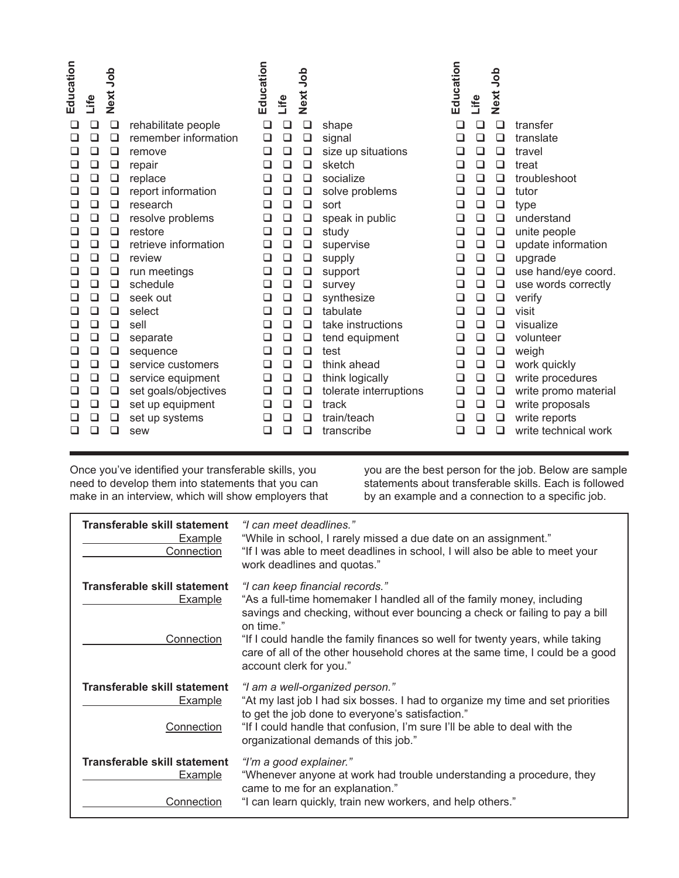| Education | Life | Next Job | | Education | Life | Next Job | | Education | Life | Next Job | |
|---|---|---|---|---|---|---|---|---|---|---|---|
| ❑ | ❑ | ❑ | rehabilitate people | ❑ | ❑ | ❑ | shape | ❑ | ❑ | ❑ | transfer |
| ❑ | ❑ | ❑ | remember information | ❑ | ❑ | ❑ | signal | ❑ | ❑ | ❑ | translate |
| ❑ | ❑ | ❑ | remove | ❑ | ❑ | ❑ | size up situations | ❑ | ❑ | ❑ | travel |
| ❑ | ❑ | ❑ | repair | ❑ | ❑ | ❑ | sketch | ❑ | ❑ | ❑ | treat |
| ❑ | ❑ | ❑ | replace | ❑ | ❑ | ❑ | socialize | ❑ | ❑ | ❑ | troubleshoot |
| ❑ | ❑ | ❑ | report information | ❑ | ❑ | ❑ | solve problems | ❑ | ❑ | ❑ | tutor |
| ❑ | ❑ | ❑ | research | ❑ | ❑ | ❑ | sort | ❑ | ❑ | ❑ | type |
| ❑ | ❑ | ❑ | resolve problems | ❑ | ❑ | ❑ | speak in public | ❑ | ❑ | ❑ | understand |
| ❑ | ❑ | ❑ | restore | ❑ | ❑ | ❑ | study | ❑ | ❑ | ❑ | unite people |
| ❑ | ❑ | ❑ | retrieve information | ❑ | ❑ | ❑ | supervise | ❑ | ❑ | ❑ | update information |
| ❑ | ❑ | ❑ | review | ❑ | ❑ | ❑ | supply | ❑ | ❑ | ❑ | upgrade |
| ❑ | ❑ | ❑ | run meetings | ❑ | ❑ | ❑ | support | ❑ | ❑ | ❑ | use hand/eye coord. |
| ❑ | ❑ | ❑ | schedule | ❑ | ❑ | ❑ | survey | ❑ | ❑ | ❑ | use words correctly |
| ❑ | ❑ | ❑ | seek out | ❑ | ❑ | ❑ | synthesize | ❑ | ❑ | ❑ | verify |
| ❑ | ❑ | ❑ | select | ❑ | ❑ | ❑ | tabulate | ❑ | ❑ | ❑ | visit |
| ❑ | ❑ | ❑ | sell | ❑ | ❑ | ❑ | take instructions | ❑ | ❑ | ❑ | visualize |
| ❑ | ❑ | ❑ | separate | ❑ | ❑ | ❑ | tend equipment | ❑ | ❑ | ❑ | volunteer |
| ❑ | ❑ | ❑ | sequence | ❑ | ❑ | ❑ | test | ❑ | ❑ | ❑ | weigh |
| ❑ | ❑ | ❑ | service customers | ❑ | ❑ | ❑ | think ahead | ❑ | ❑ | ❑ | work quickly |
| ❑ | ❑ | ❑ | service equipment | ❑ | ❑ | ❑ | think logically | ❑ | ❑ | ❑ | write procedures |
| ❑ | ❑ | ❑ | set goals/objectives | ❑ | ❑ | ❑ | tolerate interruptions | ❑ | ❑ | ❑ | write promo material |
| ❑ | ❑ | ❑ | set up equipment | ❑ | ❑ | ❑ | track | ❑ | ❑ | ❑ | write proposals |
| ❑ | ❑ | ❑ | set up systems | ❑ | ❑ | ❑ | train/teach | ❑ | ❑ | ❑ | write reports |
| ❑ | ❑ | ❑ | sew | ❑ | ❑ | ❑ | transcribe | ❑ | ❑ | ❑ | write technical work |

Once you've identified your transferable skills, you need to develop them into statements that you can make in an interview, which will show employers that you are the best person for the job. Below are sample statements about transferable skills. Each is followed by an example and a connection to a specific job.

| | |
|---|---|
| **Transferable skill statement** | *"I can meet deadlines."* |
| Example | "While in school, I rarely missed a due date on an assignment." |
| Connection | "If I was able to meet deadlines in school, I will also be able to meet your work deadlines and quotas." |
| **Transferable skill statement** | *"I can keep financial records."* |
| Example | "As a full-time homemaker I handled all of the family money, including savings and checking, without ever bouncing a check or failing to pay a bill on time." |
| Connection | "If I could handle the family finances so well for twenty years, while taking care of all of the other household chores at the same time, I could be a good account clerk for you." |
| **Transferable skill statement** | *"I am a well-organized person."* |
| Example | "At my last job I had six bosses. I had to organize my time and set priorities to get the job done to everyone's satisfaction." |
| Connection | "If I could handle that confusion, I'm sure I'll be able to deal with the organizational demands of this job." |
| **Transferable skill statement** | *"I'm a good explainer."* |
| Example | "Whenever anyone at work had trouble understanding a procedure, they came to me for an explanation." |
| Connection | "I can learn quickly, train new workers, and help others." |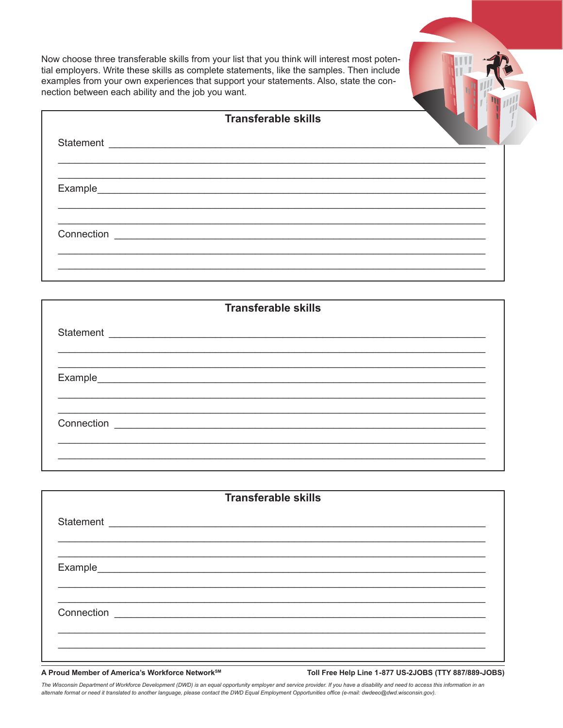Now choose three transferable skills from your list that you think will interest most potential employers. Write these skills as complete statements, like the samples. Then include examples from your own experiences that support your statements. Also, state the connection between each ability and the job you want.

**Transferable skills**

Statement ______________________________________________________________

________________________________________________________________________

________________________________________________________________________

Example_________________________________________________________________

________________________________________________________________________

________________________________________________________________________

Connection ______________________________________________________________

________________________________________________________________________

________________________________________________________________________

**Transferable skills**

Statement ______________________________________________________________

________________________________________________________________________

________________________________________________________________________

Example_________________________________________________________________

________________________________________________________________________

________________________________________________________________________

Connection ______________________________________________________________

________________________________________________________________________

________________________________________________________________________

**Transferable skills**

Statement ______________________________________________________________

________________________________________________________________________

________________________________________________________________________

Example_________________________________________________________________

________________________________________________________________________

________________________________________________________________________

Connection ______________________________________________________________

________________________________________________________________________

________________________________________________________________________

**A Proud Member of America's Workforce Network[SM]**

**Toll Free Help Line 1-877 US-2JOBS (TTY 887/889-JOBS)**

*The Wisconsin Department of Workforce Development (DWD) is an equal opportunity employer and service provider. If you have a disability and need to access this information in an alternate format or need it translated to another language, please contact the DWD Equal Employment Opportunities office (e-mail: dwdeeo@dwd.wisconsin.gov).*